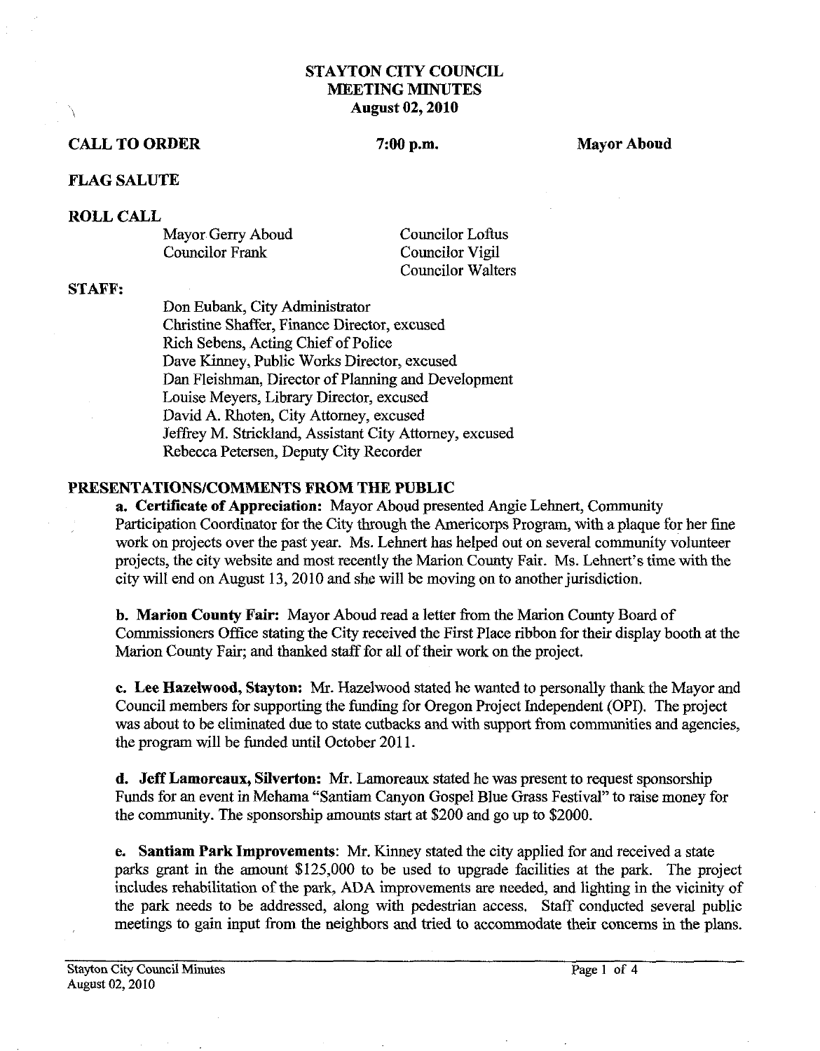# STAYTON CITY COUNCIL
## MEETING MINUTES
### August 02, 2010

**CALL TO ORDER** **7:00 p.m.** **Mayor Aboud**

**FLAG SALUTE**

**ROLL CALL**

Mayor Gerry Aboud
Councilor Frank
Councilor Loftus
Councilor Vigil
Councilor Walters

**STAFF:**

Don Eubank, City Administrator
Christine Shaffer, Finance Director, excused
Rich Sebens, Acting Chief of Police
Dave Kinney, Public Works Director, excused
Dan Fleishman, Director of Planning and Development
Louise Meyers, Library Director, excused
David A. Rhoten, City Attorney, excused
Jeffrey M. Strickland, Assistant City Attorney, excused
Rebecca Petersen, Deputy City Recorder

**PRESENTATIONS/COMMENTS FROM THE PUBLIC**

**a. Certificate of Appreciation:** Mayor Aboud presented Angie Lehnert, Community Participation Coordinator for the City through the Americorps Program, with a plaque for her fine work on projects over the past year. Ms. Lehnert has helped out on several community volunteer projects, the city website and most recently the Marion County Fair. Ms. Lehnert's time with the city will end on August 13, 2010 and she will be moving on to another jurisdiction.

**b. Marion County Fair:** Mayor Aboud read a letter from the Marion County Board of Commissioners Office stating the City received the First Place ribbon for their display booth at the Marion County Fair; and thanked staff for all of their work on the project.

**c. Lee Hazelwood, Stayton:** Mr. Hazelwood stated he wanted to personally thank the Mayor and Council members for supporting the funding for Oregon Project Independent (OPI). The project was about to be eliminated due to state cutbacks and with support from communities and agencies, the program will be funded until October 2011.

**d. Jeff Lamoreaux, Silverton:** Mr. Lamoreaux stated he was present to request sponsorship Funds for an event in Mehama "Santiam Canyon Gospel Blue Grass Festival" to raise money for the community. The sponsorship amounts start at $200 and go up to $2000.

**e. Santiam Park Improvements**: Mr. Kinney stated the city applied for and received a state parks grant in the amount $125,000 to be used to upgrade facilities at the park. The project includes rehabilitation of the park, ADA improvements are needed, and lighting in the vicinity of the park needs to be addressed, along with pedestrian access. Staff conducted several public meetings to gain input from the neighbors and tried to accommodate their concerns in the plans.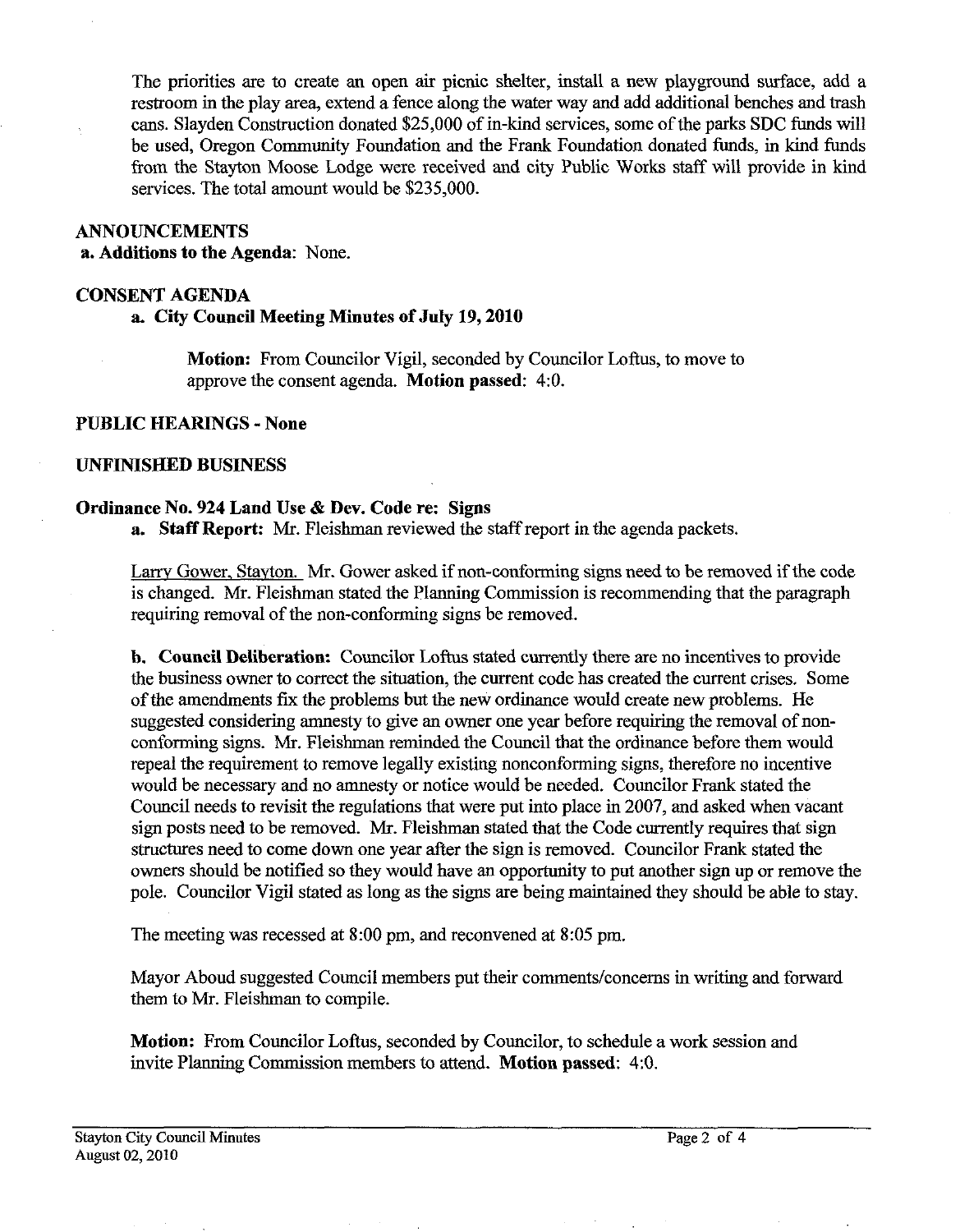The priorities are to create an open air picnic shelter, install a new playground surface, add a restroom in the play area, extend a fence along the water way and add additional benches and trash cans. Slayden Construction donated $25,000 of in-kind services, some of the parks SDC funds will be used, Oregon Community Foundation and the Frank Foundation donated funds, in kind funds from the Stayton Moose Lodge were received and city Public Works staff will provide in kind services. The total amount would be $235,000.

## ANNOUNCEMENTS

**a. Additions to the Agenda**: None.

## CONSENT AGENDA

**a. City Council Meeting Minutes of July 19, 2010**

**Motion:** From Councilor Vigil, seconded by Councilor Loftus, to move to approve the consent agenda. **Motion passed**: 4:0.

## PUBLIC HEARINGS - None

## UNFINISHED BUSINESS

### Ordinance No. 924 Land Use & Dev. Code re: Signs

**a. Staff Report:** Mr. Fleishman reviewed the staff report in the agenda packets.

Larry Gower, Stayton. Mr. Gower asked if non-conforming signs need to be removed if the code is changed. Mr. Fleishman stated the Planning Commission is recommending that the paragraph requiring removal of the non-conforming signs be removed.

**b. Council Deliberation:** Councilor Loftus stated currently there are no incentives to provide the business owner to correct the situation, the current code has created the current crises. Some of the amendments fix the problems but the new ordinance would create new problems. He suggested considering amnesty to give an owner one year before requiring the removal of non-conforming signs. Mr. Fleishman reminded the Council that the ordinance before them would repeal the requirement to remove legally existing nonconforming signs, therefore no incentive would be necessary and no amnesty or notice would be needed. Councilor Frank stated the Council needs to revisit the regulations that were put into place in 2007, and asked when vacant sign posts need to be removed. Mr. Fleishman stated that the Code currently requires that sign structures need to come down one year after the sign is removed. Councilor Frank stated the owners should be notified so they would have an opportunity to put another sign up or remove the pole. Councilor Vigil stated as long as the signs are being maintained they should be able to stay.

The meeting was recessed at 8:00 pm, and reconvened at 8:05 pm.

Mayor Aboud suggested Council members put their comments/concerns in writing and forward them to Mr. Fleishman to compile.

**Motion:** From Councilor Loftus, seconded by Councilor, to schedule a work session and invite Planning Commission members to attend. **Motion passed**: 4:0.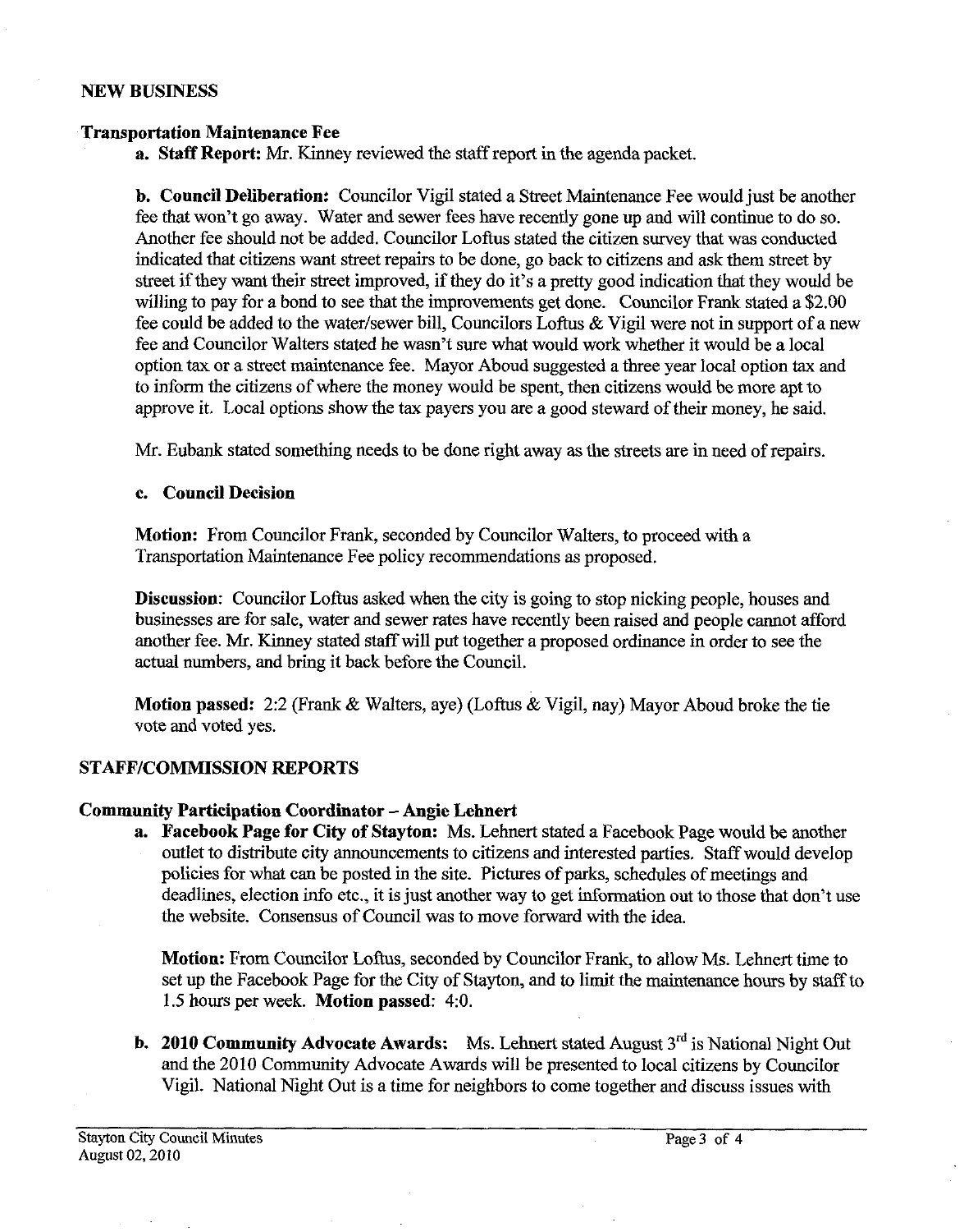## NEW BUSINESS

### Transportation Maintenance Fee

**a. Staff Report:** Mr. Kinney reviewed the staff report in the agenda packet.

**b. Council Deliberation:** Councilor Vigil stated a Street Maintenance Fee would just be another fee that won't go away. Water and sewer fees have recently gone up and will continue to do so. Another fee should not be added. Councilor Loftus stated the citizen survey that was conducted indicated that citizens want street repairs to be done, go back to citizens and ask them street by street if they want their street improved, if they do it's a pretty good indication that they would be willing to pay for a bond to see that the improvements get done. Councilor Frank stated a $2.00 fee could be added to the water/sewer bill, Councilors Loftus & Vigil were not in support of a new fee and Councilor Walters stated he wasn't sure what would work whether it would be a local option tax or a street maintenance fee. Mayor Aboud suggested a three year local option tax and to inform the citizens of where the money would be spent, then citizens would be more apt to approve it. Local options show the tax payers you are a good steward of their money, he said.

Mr. Eubank stated something needs to be done right away as the streets are in need of repairs.

**c. Council Decision**

**Motion:** From Councilor Frank, seconded by Councilor Walters, to proceed with a Transportation Maintenance Fee policy recommendations as proposed.

**Discussion:** Councilor Loftus asked when the city is going to stop nicking people, houses and businesses are for sale, water and sewer rates have recently been raised and people cannot afford another fee. Mr. Kinney stated staff will put together a proposed ordinance in order to see the actual numbers, and bring it back before the Council.

**Motion passed:** 2:2 (Frank & Walters, aye) (Loftus & Vigil, nay) Mayor Aboud broke the tie vote and voted yes.

## STAFF/COMMISSION REPORTS

### Community Participation Coordinator – Angie Lehnert

**a. Facebook Page for City of Stayton:** Ms. Lehnert stated a Facebook Page would be another outlet to distribute city announcements to citizens and interested parties. Staff would develop policies for what can be posted in the site. Pictures of parks, schedules of meetings and deadlines, election info etc., it is just another way to get information out to those that don't use the website. Consensus of Council was to move forward with the idea.

**Motion:** From Councilor Loftus, seconded by Councilor Frank, to allow Ms. Lehnert time to set up the Facebook Page for the City of Stayton, and to limit the maintenance hours by staff to 1.5 hours per week. **Motion passed:** 4:0.

**b. 2010 Community Advocate Awards:** Ms. Lehnert stated August 3rd is National Night Out and the 2010 Community Advocate Awards will be presented to local citizens by Councilor Vigil. National Night Out is a time for neighbors to come together and discuss issues with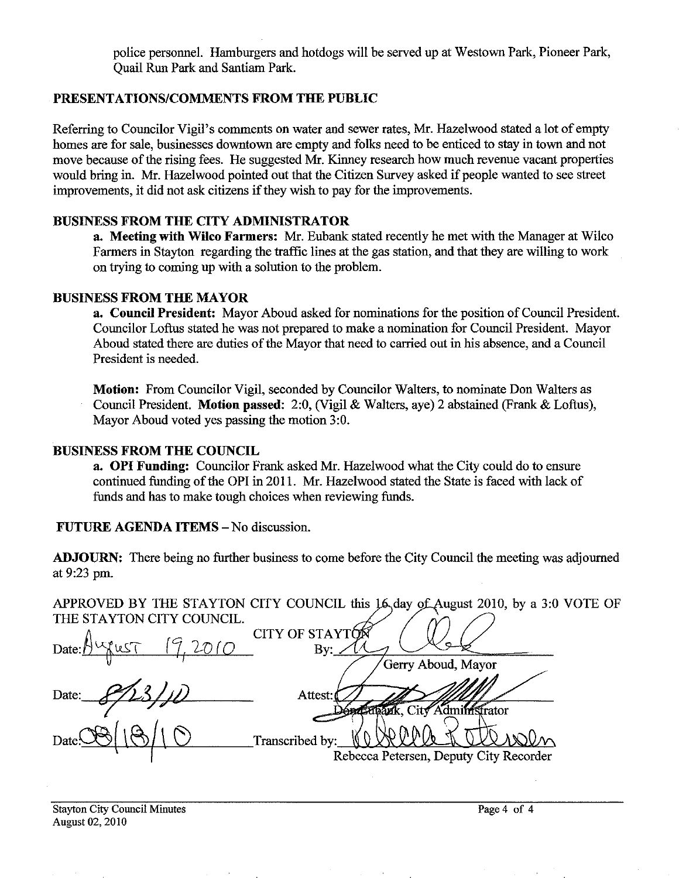police personnel. Hamburgers and hotdogs will be served up at Westown Park, Pioneer Park, Quail Run Park and Santiam Park.

## PRESENTATIONS/COMMENTS FROM THE PUBLIC

Referring to Councilor Vigil's comments on water and sewer rates, Mr. Hazelwood stated a lot of empty homes are for sale, businesses downtown are empty and folks need to be enticed to stay in town and not move because of the rising fees. He suggested Mr. Kinney research how much revenue vacant properties would bring in. Mr. Hazelwood pointed out that the Citizen Survey asked if people wanted to see street improvements, it did not ask citizens if they wish to pay for the improvements.

## BUSINESS FROM THE CITY ADMINISTRATOR

**a. Meeting with Wilco Farmers:** Mr. Eubank stated recently he met with the Manager at Wilco Farmers in Stayton regarding the traffic lines at the gas station, and that they are willing to work on trying to coming up with a solution to the problem.

## BUSINESS FROM THE MAYOR

**a. Council President:** Mayor Aboud asked for nominations for the position of Council President. Councilor Loftus stated he was not prepared to make a nomination for Council President. Mayor Aboud stated there are duties of the Mayor that need to carried out in his absence, and a Council President is needed.

**Motion:** From Councilor Vigil, seconded by Councilor Walters, to nominate Don Walters as Council President. **Motion passed**: 2:0, (Vigil & Walters, aye) 2 abstained (Frank & Loftus), Mayor Aboud voted yes passing the motion 3:0.

## BUSINESS FROM THE COUNCIL

**a. OPI Funding:** Councilor Frank asked Mr. Hazelwood what the City could do to ensure continued funding of the OPI in 2011. Mr. Hazelwood stated the State is faced with lack of funds and has to make tough choices when reviewing funds.

**FUTURE AGENDA ITEMS** – No discussion.

**ADJOURN:** There being no further business to come before the City Council the meeting was adjourned at 9:23 pm.

APPROVED BY THE STAYTON CITY COUNCIL this 16 day of August 2010, by a 3:0 VOTE OF THE STAYTON CITY COUNCIL.

Date: August 19, 2010 CITY OF STAYTON
By: _______________
Gerry Aboud, Mayor

Date: 8/23/10 Attest: _______________
Don Eubank, City Administrator

Date: 08/18/10 Transcribed by: _______________
Rebecca Petersen, Deputy City Recorder

Stayton City Council Minutes
August 02, 2010